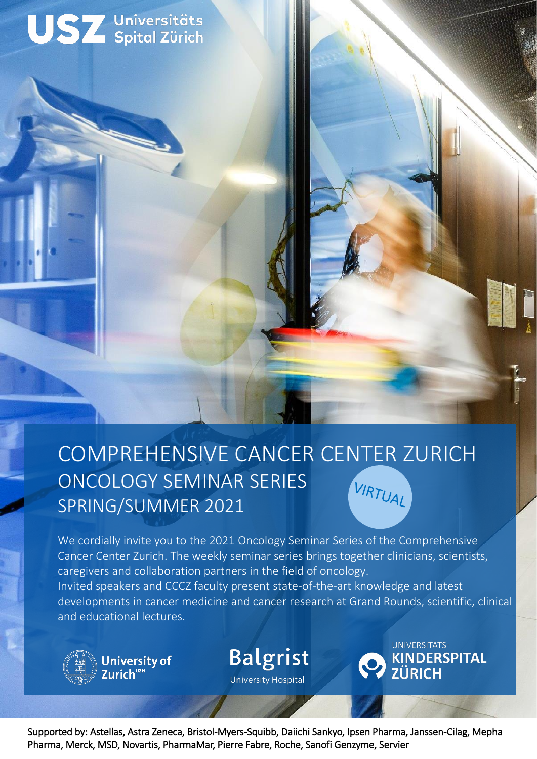USZ Universitäts Spital Zürich

# COMPREHENSIVE CANCER CENTER ZURICH

## ONCOLOGY SEMINAR SERIES

## SPRING/SUMMER 2021

VIRTUAL

We cordially invite you to the 2021 Oncology Seminar Series of the Comprehensive Cancer Center Zurich. The weekly seminar series brings together clinicians, scientists, caregivers and collaboration partners in the field of oncology.
Invited speakers and CCCZ faculty present state-of-the-art knowledge and latest developments in cancer medicine and cancer research at Grand Rounds, scientific, clinical and educational lectures.

University of Zurich[UZH]

Balgrist University Hospital

UNIVERSITÄTS-KINDERSPITAL ZÜRICH

Supported by: Astellas, Astra Zeneca, Bristol-Myers-Squibb, Daiichi Sankyo, Ipsen Pharma, Janssen-Cilag, Mepha Pharma, Merck, MSD, Novartis, PharmaMar, Pierre Fabre, Roche, Sanofi Genzyme, Servier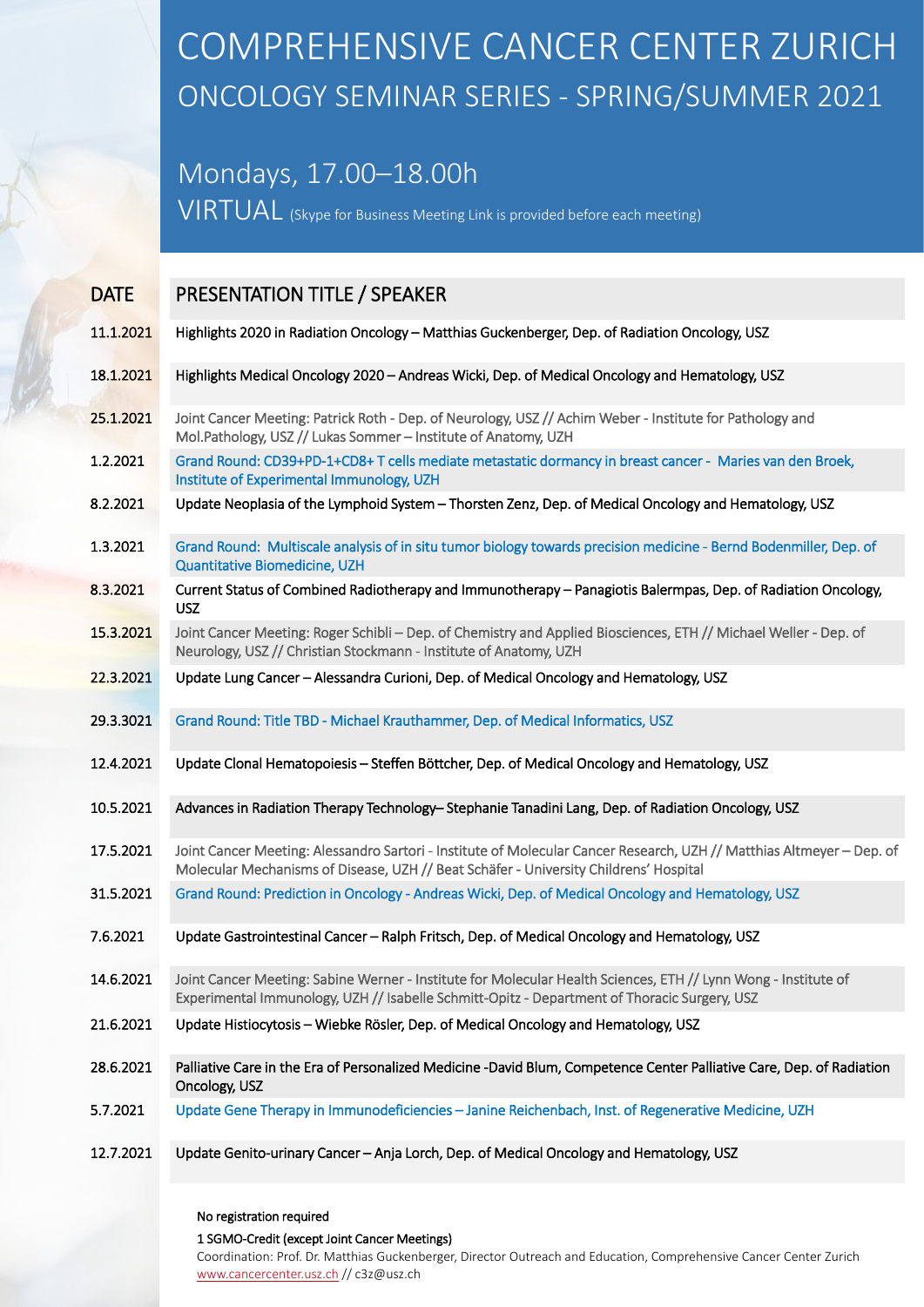# COMPREHENSIVE CANCER CENTER ZURICH

## ONCOLOGY SEMINAR SERIES - SPRING/SUMMER 2021

Mondays, 17.00–18.00h

VIRTUAL (Skype for Business Meeting Link is provided before each meeting)

| DATE | PRESENTATION TITLE / SPEAKER |
|---|---|
| 11.1.2021 | Highlights 2020 in Radiation Oncology – Matthias Guckenberger, Dep. of Radiation Oncology, USZ |
| 18.1.2021 | Highlights Medical Oncology 2020 – Andreas Wicki, Dep. of Medical Oncology and Hematology, USZ |
| 25.1.2021 | Joint Cancer Meeting: Patrick Roth - Dep. of Neurology, USZ // Achim Weber - Institute for Pathology and Mol.Pathology, USZ // Lukas Sommer – Institute of Anatomy, UZH |
| 1.2.2021 | Grand Round: CD39+PD-1+CD8+ T cells mediate metastatic dormancy in breast cancer - Maries van den Broek, Institute of Experimental Immunology, UZH |
| 8.2.2021 | Update Neoplasia of the Lymphoid System – Thorsten Zenz, Dep. of Medical Oncology and Hematology, USZ |
| 1.3.2021 | Grand Round: Multiscale analysis of in situ tumor biology towards precision medicine - Bernd Bodenmiller, Dep. of Quantitative Biomedicine, UZH |
| 8.3.2021 | Current Status of Combined Radiotherapy and Immunotherapy – Panagiotis Balermpas, Dep. of Radiation Oncology, USZ |
| 15.3.2021 | Joint Cancer Meeting: Roger Schibli – Dep. of Chemistry and Applied Biosciences, ETH // Michael Weller - Dep. of Neurology, USZ // Christian Stockmann - Institute of Anatomy, UZH |
| 22.3.2021 | Update Lung Cancer – Alessandra Curioni, Dep. of Medical Oncology and Hematology, USZ |
| 29.3.3021 | Grand Round: Title TBD - Michael Krauthammer, Dep. of Medical Informatics, USZ |
| 12.4.2021 | Update Clonal Hematopoiesis – Steffen Böttcher, Dep. of Medical Oncology and Hematology, USZ |
| 10.5.2021 | Advances in Radiation Therapy Technology– Stephanie Tanadini Lang, Dep. of Radiation Oncology, USZ |
| 17.5.2021 | Joint Cancer Meeting: Alessandro Sartori - Institute of Molecular Cancer Research, UZH // Matthias Altmeyer – Dep. of Molecular Mechanisms of Disease, UZH // Beat Schäfer - University Childrens' Hospital |
| 31.5.2021 | Grand Round: Prediction in Oncology - Andreas Wicki, Dep. of Medical Oncology and Hematology, USZ |
| 7.6.2021 | Update Gastrointestinal Cancer – Ralph Fritsch, Dep. of Medical Oncology and Hematology, USZ |
| 14.6.2021 | Joint Cancer Meeting: Sabine Werner - Institute for Molecular Health Sciences, ETH // Lynn Wong - Institute of Experimental Immunology, UZH // Isabelle Schmitt-Opitz - Department of Thoracic Surgery, USZ |
| 21.6.2021 | Update Histiocytosis – Wiebke Rösler, Dep. of Medical Oncology and Hematology, USZ |
| 28.6.2021 | Palliative Care in the Era of Personalized Medicine -David Blum, Competence Center Palliative Care, Dep. of Radiation Oncology, USZ |
| 5.7.2021 | Update Gene Therapy in Immunodeficiencies – Janine Reichenbach, Inst. of Regenerative Medicine, UZH |
| 12.7.2021 | Update Genito-urinary Cancer – Anja Lorch, Dep. of Medical Oncology and Hematology, USZ |

No registration required

1 SGMO-Credit (except Joint Cancer Meetings)

Coordination: Prof. Dr. Matthias Guckenberger, Director Outreach and Education, Comprehensive Cancer Center Zurich
www.cancercenter.usz.ch // c3z@usz.ch